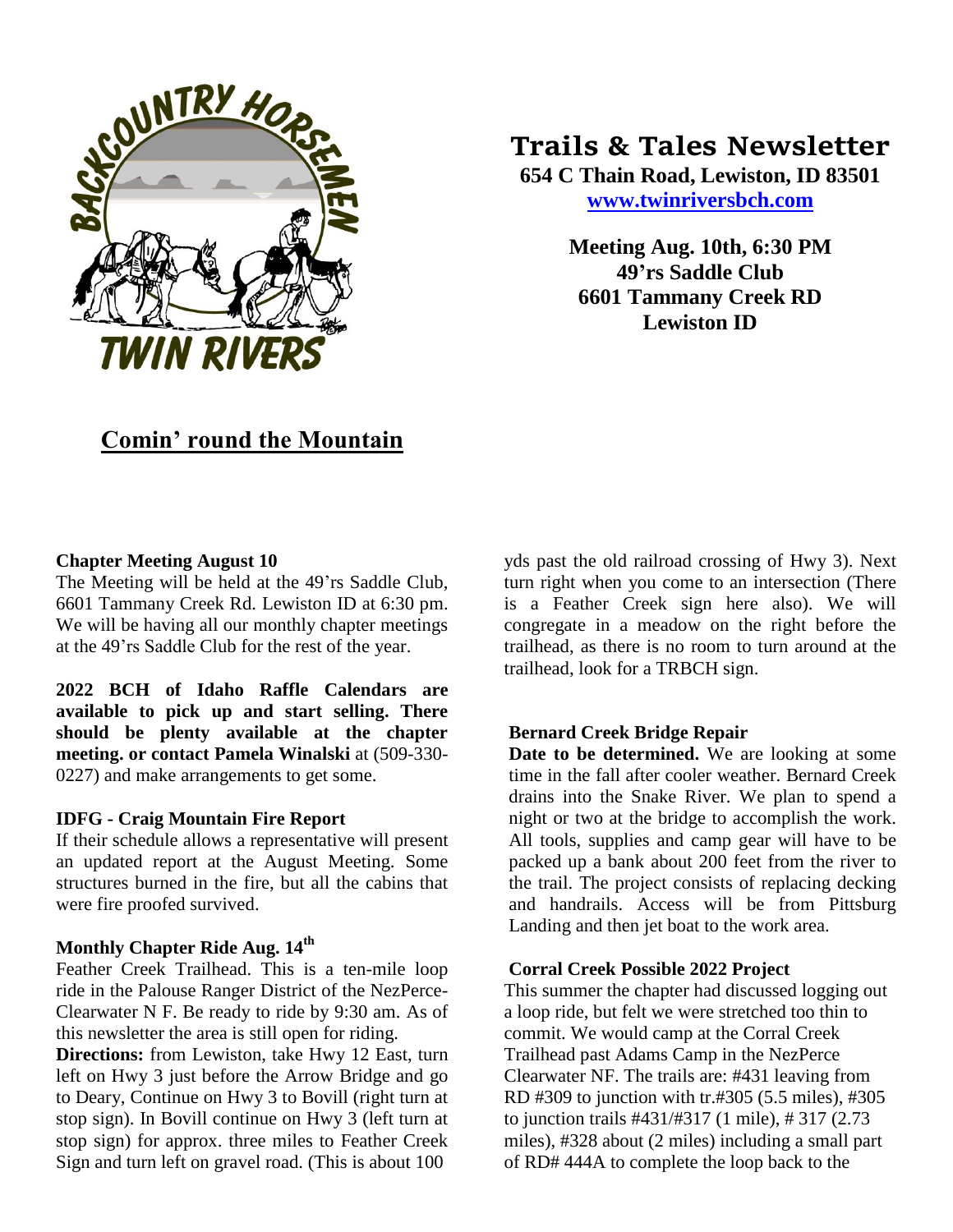# Trails & Tales Newsletter

**654 C Thain Road, Lewiston, ID 83501**
**[www.twinriversbch.com](http://www.twinriversbch.com)**

**Meeting Aug. 10th, 6:30 PM**
**49'rs Saddle Club**
**6601 Tammany Creek RD**
**Lewiston ID**

## Comin' round the Mountain

### Chapter Meeting August 10

The Meeting will be held at the 49's Saddle Club, 6601 Tammany Creek Rd. Lewiston ID at 6:30 pm. We will be having all our monthly chapter meetings at the 49's Saddle Club for the rest of the year.

**2022 BCH of Idaho Raffle Calendars are available to pick up and start selling. There should be plenty available at the chapter meeting. or contact Pamela Winalski** at (509-330-0227) and make arrangements to get some.

### IDFG - Craig Mountain Fire Report

If their schedule allows a representative will present an updated report at the August Meeting. Some structures burned in the fire, but all the cabins that were fire proofed survived.

### Monthly Chapter Ride Aug. 14th

Feather Creek Trailhead. This is a ten-mile loop ride in the Palouse Ranger District of the NezPerce-Clearwater N F. Be ready to ride by 9:30 am. As of this newsletter the area is still open for riding.

**Directions:** from Lewiston, take Hwy 12 East, turn left on Hwy 3 just before the Arrow Bridge and go to Deary, Continue on Hwy 3 to Bovill (right turn at stop sign). In Bovill continue on Hwy 3 (left turn at stop sign) for approx. three miles to Feather Creek Sign and turn left on gravel road. (This is about 100 yds past the old railroad crossing of Hwy 3). Next turn right when you come to an intersection (There is a Feather Creek sign here also). We will congregate in a meadow on the right before the trailhead, as there is no room to turn around at the trailhead, look for a TRBCH sign.

### Bernard Creek Bridge Repair

**Date to be determined.** We are looking at some time in the fall after cooler weather. Bernard Creek drains into the Snake River. We plan to spend a night or two at the bridge to accomplish the work. All tools, supplies and camp gear will have to be packed up a bank about 200 feet from the river to the trail. The project consists of replacing decking and handrails. Access will be from Pittsburg Landing and then jet boat to the work area.

### Corral Creek Possible 2022 Project

This summer the chapter had discussed logging out a loop ride, but felt we were stretched too thin to commit. We would camp at the Corral Creek Trailhead past Adams Camp in the NezPerce Clearwater NF. The trails are: #431 leaving from RD #309 to junction with tr.#305 (5.5 miles), #305 to junction trails #431/#317 (1 mile), # 317 (2.73 miles), #328 about (2 miles) including a small part of RD# 444A to complete the loop back to the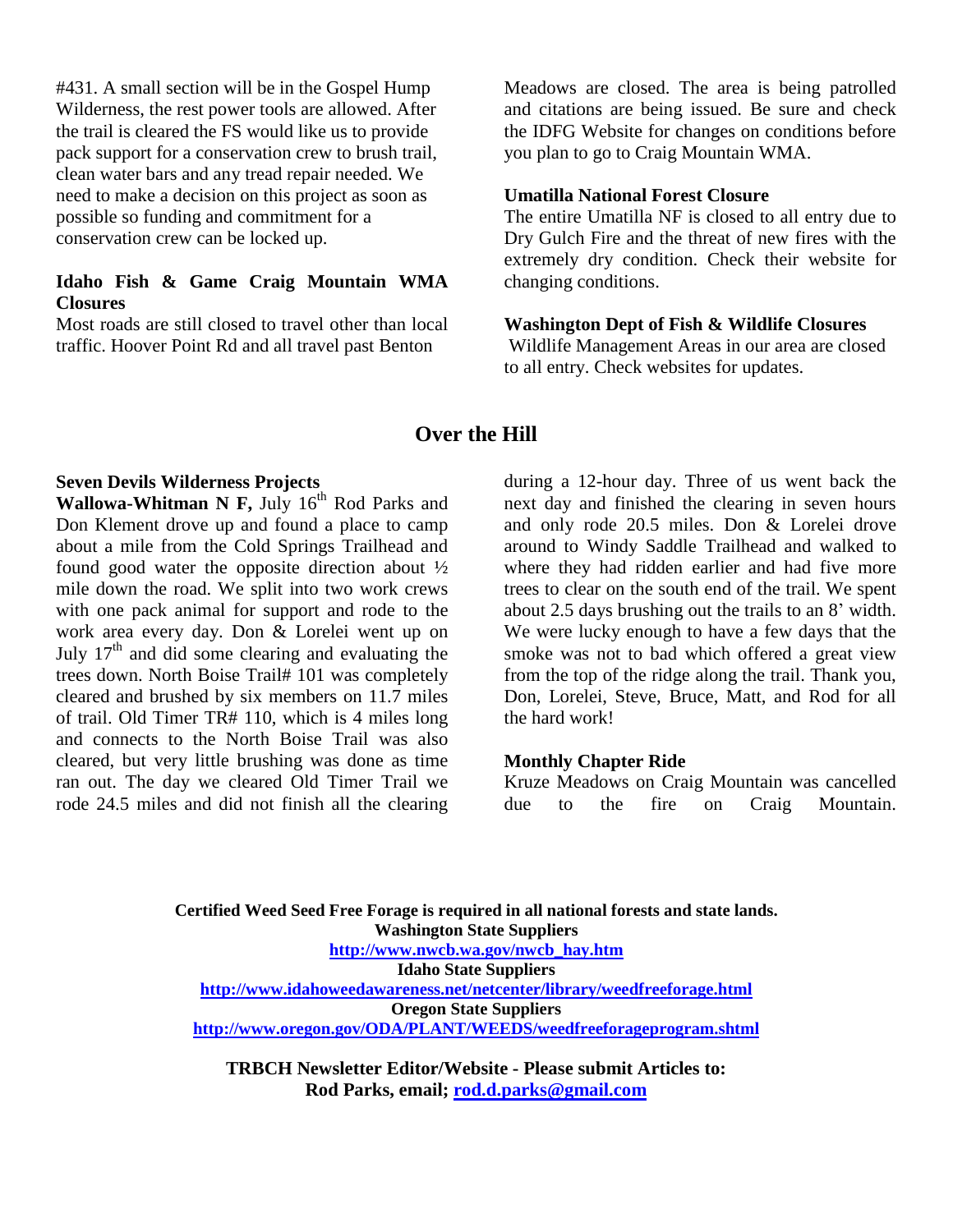#431. A small section will be in the Gospel Hump Wilderness, the rest power tools are allowed. After the trail is cleared the FS would like us to provide pack support for a conservation crew to brush trail, clean water bars and any tread repair needed. We need to make a decision on this project as soon as possible so funding and commitment for a conservation crew can be locked up.

**Idaho Fish & Game Craig Mountain WMA Closures**

Most roads are still closed to travel other than local traffic. Hoover Point Rd and all travel past Benton Meadows are closed. The area is being patrolled and citations are being issued. Be sure and check the IDFG Website for changes on conditions before you plan to go to Craig Mountain WMA.

**Umatilla National Forest Closure**

The entire Umatilla NF is closed to all entry due to Dry Gulch Fire and the threat of new fires with the extremely dry condition. Check their website for changing conditions.

**Washington Dept of Fish & Wildlife Closures**

Wildlife Management Areas in our area are closed to all entry. Check websites for updates.

## Over the Hill

**Seven Devils Wilderness Projects**

**Wallowa-Whitman N F,** July 16th Rod Parks and Don Klement drove up and found a place to camp about a mile from the Cold Springs Trailhead and found good water the opposite direction about ½ mile down the road. We split into two work crews with one pack animal for support and rode to the work area every day. Don & Lorelei went up on July 17th and did some clearing and evaluating the trees down. North Boise Trail# 101 was completely cleared and brushed by six members on 11.7 miles of trail. Old Timer TR# 110, which is 4 miles long and connects to the North Boise Trail was also cleared, but very little brushing was done as time ran out. The day we cleared Old Timer Trail we rode 24.5 miles and did not finish all the clearing during a 12-hour day. Three of us went back the next day and finished the clearing in seven hours and only rode 20.5 miles. Don & Lorelei drove around to Windy Saddle Trailhead and walked to where they had ridden earlier and had five more trees to clear on the south end of the trail. We spent about 2.5 days brushing out the trails to an 8' width. We were lucky enough to have a few days that the smoke was not to bad which offered a great view from the top of the ridge along the trail. Thank you, Don, Lorelei, Steve, Bruce, Matt, and Rod for all the hard work!

**Monthly Chapter Ride**

Kruze Meadows on Craig Mountain was cancelled due to the fire on Craig Mountain.

**Certified Weed Seed Free Forage is required in all national forests and state lands.**
**Washington State Suppliers**
**http://www.nwcb.wa.gov/nwcb_hay.htm**
**Idaho State Suppliers**
**http://www.idahoweedawareness.net/netcenter/library/weedfreeforage.html**
**Oregon State Suppliers**
**http://www.oregon.gov/ODA/PLANT/WEEDS/weedfreeforageprogram.shtml**

**TRBCH Newsletter Editor/Website - Please submit Articles to:**
**Rod Parks, email; rod.d.parks@gmail.com**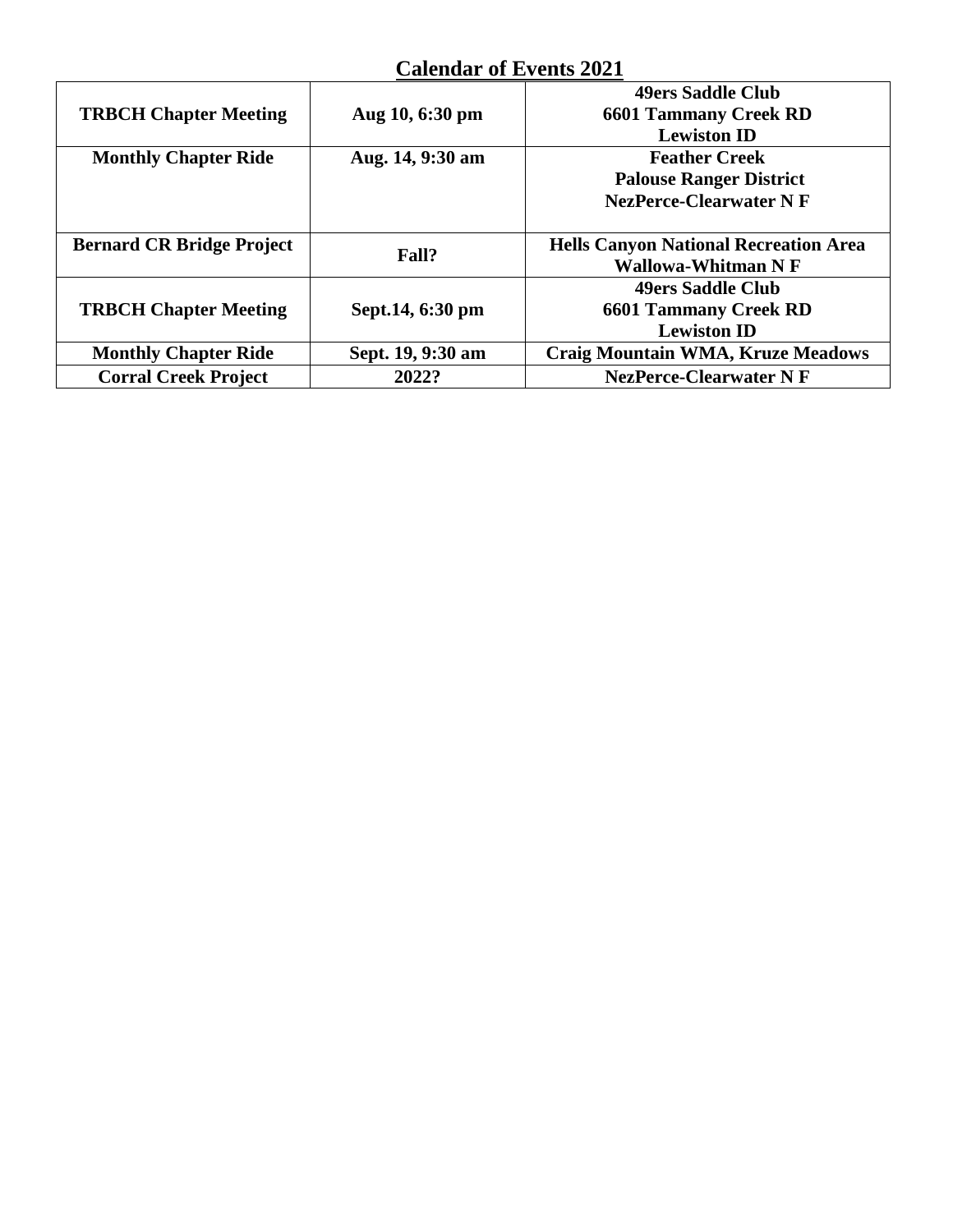# Calendar of Events 2021

| | | |
|---|---|---|
| **TRBCH Chapter Meeting** | **Aug 10, 6:30 pm** | **49ers Saddle Club**<br>**6601 Tammany Creek RD**<br>**Lewiston ID** |
| **Monthly Chapter Ride** | **Aug. 14, 9:30 am** | **Feather Creek**<br>**Palouse Ranger District**<br>**NezPerce-Clearwater N F** |
| **Bernard CR Bridge Project** | **Fall?** | **Hells Canyon National Recreation Area**<br>**Wallowa-Whitman N F** |
| **TRBCH Chapter Meeting** | **Sept.14, 6:30 pm** | **49ers Saddle Club**<br>**6601 Tammany Creek RD**<br>**Lewiston ID** |
| **Monthly Chapter Ride** | **Sept. 19, 9:30 am** | **Craig Mountain WMA, Kruze Meadows** |
| **Corral Creek Project** | **2022?** | **NezPerce-Clearwater N F** |